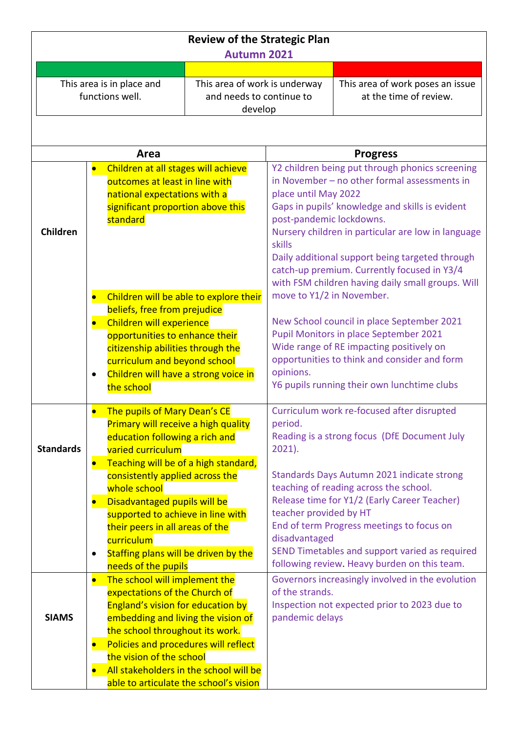# Review of the Strategic Plan

## Autumn 2021

| Green | Yellow | Red |
|---|---|---|
| This area is in place and functions well. | This area of work is underway and needs to continue to develop | This area of work poses an issue at the time of review. |

| Area | | Progress |
|---|---|---|
| **Children** | • Children at all stages will achieve outcomes at least in line with national expectations with a significant proportion above this standard | Y2 children being put through phonics screening in November – no other formal assessments in place until May 2022<br>Gaps in pupils' knowledge and skills is evident post-pandemic lockdowns.<br>Nursery children in particular are low in language skills<br>Daily additional support being targeted through catch-up premium. Currently focused in Y3/4 with FSM children having daily small groups. Will move to Y1/2 in November. |
| | • Children will be able to explore their beliefs, free from prejudice<br>• Children will experience opportunities to enhance their citizenship abilities through the curriculum and beyond school<br>• Children will have a strong voice in the school | New School council in place September 2021<br>Pupil Monitors in place September 2021<br>Wide range of RE impacting positively on opportunities to think and consider and form opinions.<br>Y6 pupils running their own lunchtime clubs |
| **Standards** | • The pupils of Mary Dean's CE Primary will receive a high quality education following a rich and varied curriculum<br>• Teaching will be of a high standard, consistently applied across the whole school<br>• Disadvantaged pupils will be supported to achieve in line with their peers in all areas of the curriculum<br>• Staffing plans will be driven by the needs of the pupils | Curriculum work re-focused after disrupted period.<br>Reading is a strong focus (DfE Document July 2021).<br><br>Standards Days Autumn 2021 indicate strong teaching of reading across the school.<br>Release time for Y1/2 (Early Career Teacher) teacher provided by HT<br>End of term Progress meetings to focus on disadvantaged<br>SEND Timetables and support varied as required following review. Heavy burden on this team. |
| **SIAMS** | • The school will implement the expectations of the Church of England's vision for education by embedding and living the vision of the school throughout its work.<br>• Policies and procedures will reflect the vision of the school<br>• All stakeholders in the school will be able to articulate the school's vision | Governors increasingly involved in the evolution of the strands.<br>Inspection not expected prior to 2023 due to pandemic delays |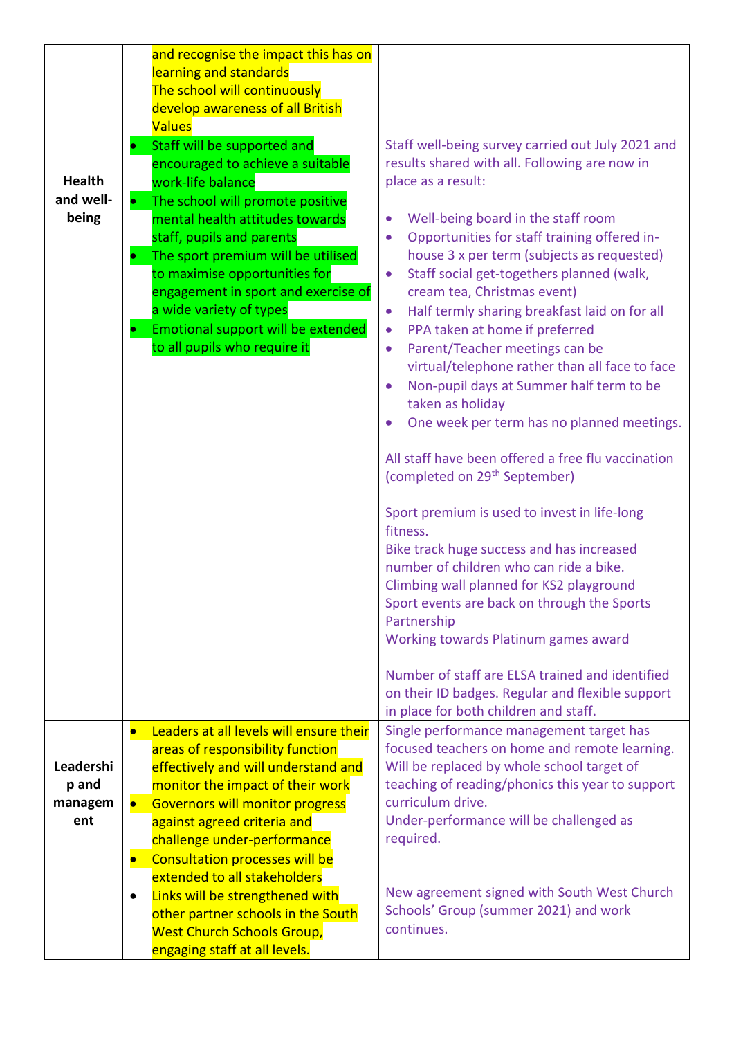| | | |
|---|---|---|
| | and recognise the impact this has on learning and standards<br>The school will continuously develop awareness of all British Values | |
| **Health and well-being** | • Staff will be supported and encouraged to achieve a suitable work-life balance<br>• The school will promote positive mental health attitudes towards staff, pupils and parents<br>• The sport premium will be utilised to maximise opportunities for engagement in sport and exercise of a wide variety of types<br>• Emotional support will be extended to all pupils who require it | Staff well-being survey carried out July 2021 and results shared with all. Following are now in place as a result:<br><br>• Well-being board in the staff room<br>• Opportunities for staff training offered in-house 3 x per term (subjects as requested)<br>• Staff social get-togethers planned (walk, cream tea, Christmas event)<br>• Half termly sharing breakfast laid on for all<br>• PPA taken at home if preferred<br>• Parent/Teacher meetings can be virtual/telephone rather than all face to face<br>• Non-pupil days at Summer half term to be taken as holiday<br>• One week per term has no planned meetings.<br><br>All staff have been offered a free flu vaccination (completed on 29th September)<br><br>Sport premium is used to invest in life-long fitness.<br>Bike track huge success and has increased number of children who can ride a bike.<br>Climbing wall planned for KS2 playground<br>Sport events are back on through the Sports Partnership<br>Working towards Platinum games award<br><br>Number of staff are ELSA trained and identified on their ID badges. Regular and flexible support in place for both children and staff. |
| **Leadership and management** | • Leaders at all levels will ensure their areas of responsibility function effectively and will understand and monitor the impact of their work<br>• Governors will monitor progress against agreed criteria and challenge under-performance<br>• Consultation processes will be extended to all stakeholders<br>• Links will be strengthened with other partner schools in the South West Church Schools Group, engaging staff at all levels. | Single performance management target has focused teachers on home and remote learning. Will be replaced by whole school target of teaching of reading/phonics this year to support curriculum drive.<br>Under-performance will be challenged as required.<br><br>New agreement signed with South West Church Schools' Group (summer 2021) and work continues. |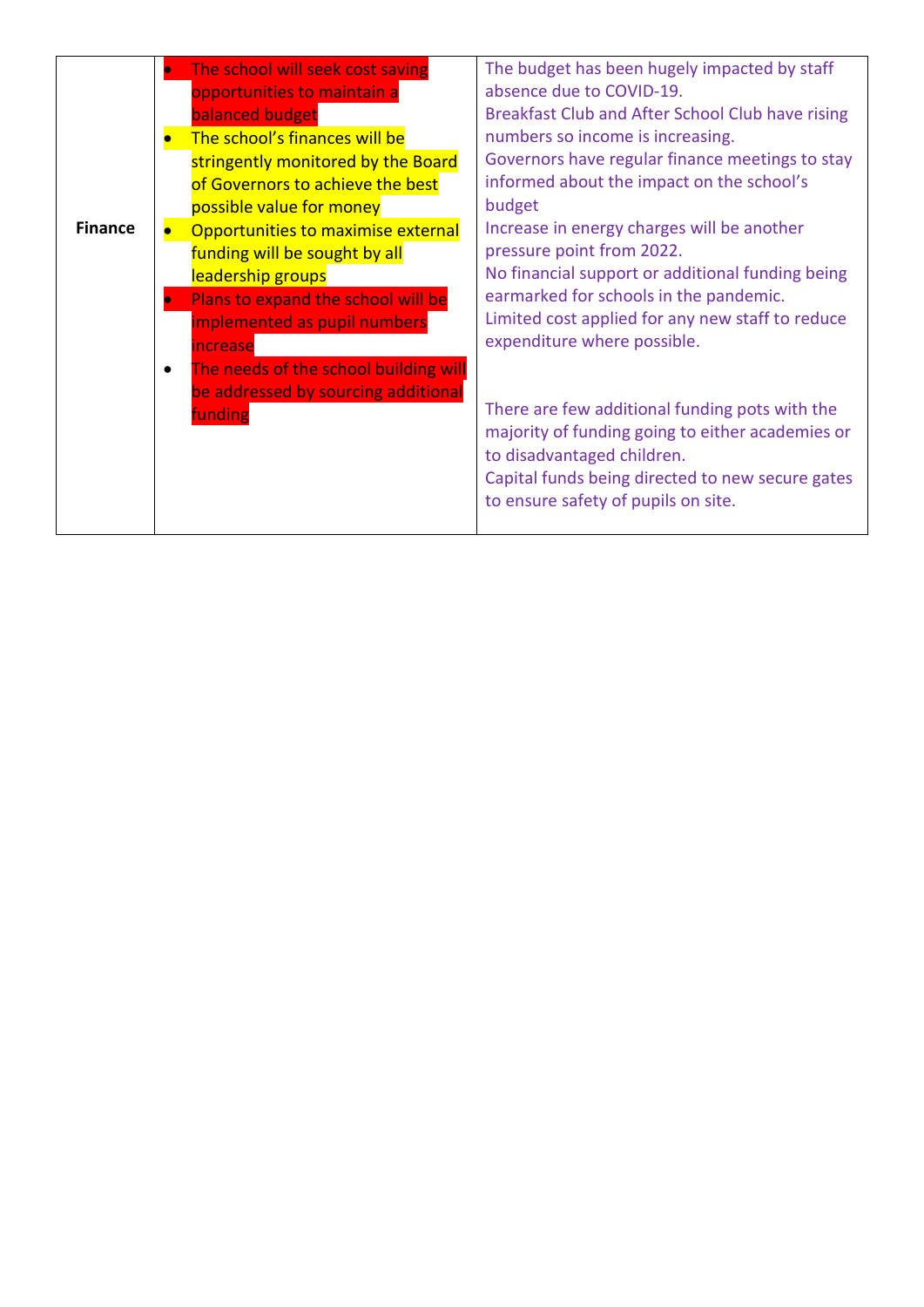| | | |
|---|---|---|
| **Finance** | • The school will seek cost saving opportunities to maintain a balanced budget<br>• The school's finances will be stringently monitored by the Board of Governors to achieve the best possible value for money<br>• Opportunities to maximise external funding will be sought by all leadership groups<br>• Plans to expand the school will be implemented as pupil numbers increase<br>• The needs of the school building will be addressed by sourcing additional funding | The budget has been hugely impacted by staff absence due to COVID-19.<br>Breakfast Club and After School Club have rising numbers so income is increasing.<br>Governors have regular finance meetings to stay informed about the impact on the school's budget<br>Increase in energy charges will be another pressure point from 2022.<br>No financial support or additional funding being earmarked for schools in the pandemic.<br>Limited cost applied for any new staff to reduce expenditure where possible.<br><br>There are few additional funding pots with the majority of funding going to either academies or to disadvantaged children.<br>Capital funds being directed to new secure gates to ensure safety of pupils on site. |